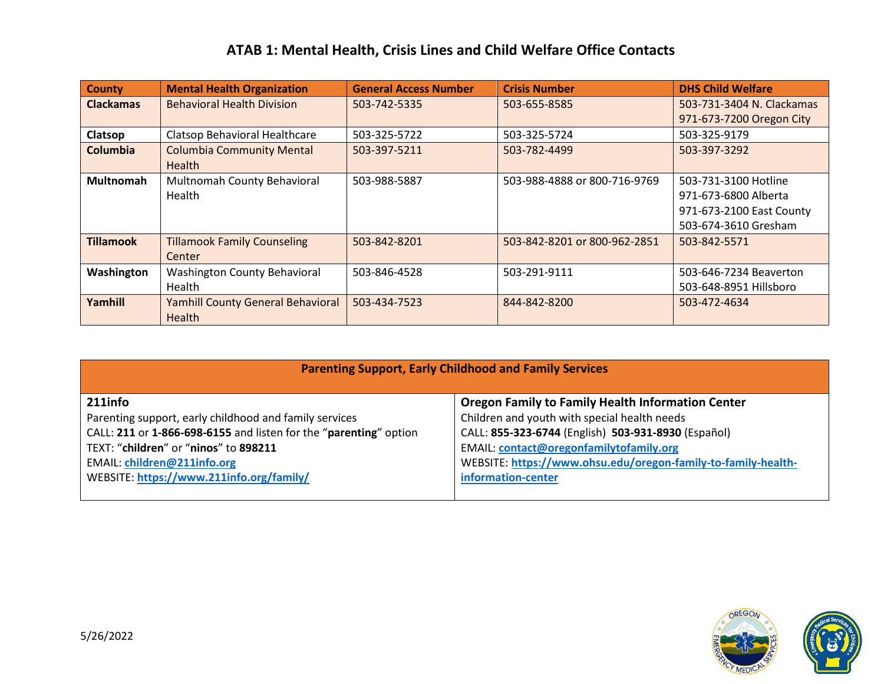# ATAB 1: Mental Health, Crisis Lines and Child Welfare Office Contacts

| County | Mental Health Organization | General Access Number | Crisis Number | DHS Child Welfare |
|---|---|---|---|---|
| **Clackamas** | Behavioral Health Division | 503-742-5335 | 503-655-8585 | 503-731-3404 N. Clackamas<br>971-673-7200 Oregon City |
| **Clatsop** | Clatsop Behavioral Healthcare | 503-325-5722 | 503-325-5724 | 503-325-9179 |
| **Columbia** | Columbia Community Mental Health | 503-397-5211 | 503-782-4499 | 503-397-3292 |
| **Multnomah** | Multnomah County Behavioral Health | 503-988-5887 | 503-988-4888 or 800-716-9769 | 503-731-3100 Hotline<br>971-673-6800 Alberta<br>971-673-2100 East County<br>503-674-3610 Gresham |
| **Tillamook** | Tillamook Family Counseling Center | 503-842-8201 | 503-842-8201 or 800-962-2851 | 503-842-5571 |
| **Washington** | Washington County Behavioral Health | 503-846-4528 | 503-291-9111 | 503-646-7234 Beaverton<br>503-648-8951 Hillsboro |
| **Yamhill** | Yamhill County General Behavioral Health | 503-434-7523 | 844-842-8200 | 503-472-4634 |

## Parenting Support, Early Childhood and Family Services

**211info**

Parenting support, early childhood and family services

CALL: **211** or **1-866-698-6155** and listen for the "**parenting**" option

TEXT: "**children**" or "**ninos**" to **898211**

EMAIL: **children@211info.org**

WEBSITE: **https://www.211info.org/family/**

**Oregon Family to Family Health Information Center**

Children and youth with special health needs

CALL: **855-323-6744** (English) **503-931-8930** (Español)

EMAIL: **contact@oregonfamilytofamily.org**

WEBSITE: **https://www.ohsu.edu/oregon-family-to-family-health-information-center**

5/26/2022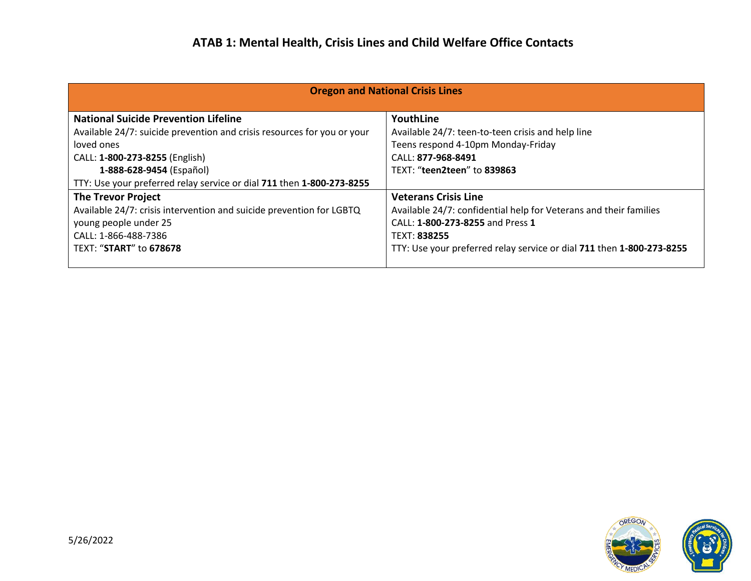## ATAB 1: Mental Health, Crisis Lines and Child Welfare Office Contacts

| Oregon and National Crisis Lines | |
|---|---|
| **National Suicide Prevention Lifeline**<br>Available 24/7: suicide prevention and crisis resources for you or your loved ones<br>CALL: **1-800-273-8255** (English)<br>**1-888-628-9454** (Español)<br>TTY: Use your preferred relay service or dial **711** then **1-800-273-8255** | **YouthLine**<br>Available 24/7: teen-to-teen crisis and help line<br>Teens respond 4-10pm Monday-Friday<br>CALL: **877-968-8491**<br>TEXT: "**teen2teen**" to **839863** |
| **The Trevor Project**<br>Available 24/7: crisis intervention and suicide prevention for LGBTQ young people under 25<br>CALL: 1-866-488-7386<br>TEXT: "**START**" to **678678** | **Veterans Crisis Line**<br>Available 24/7: confidential help for Veterans and their families<br>CALL: **1-800-273-8255** and Press **1**<br>TEXT: **838255**<br>TTY: Use your preferred relay service or dial **711** then **1-800-273-8255** |

5/26/2022